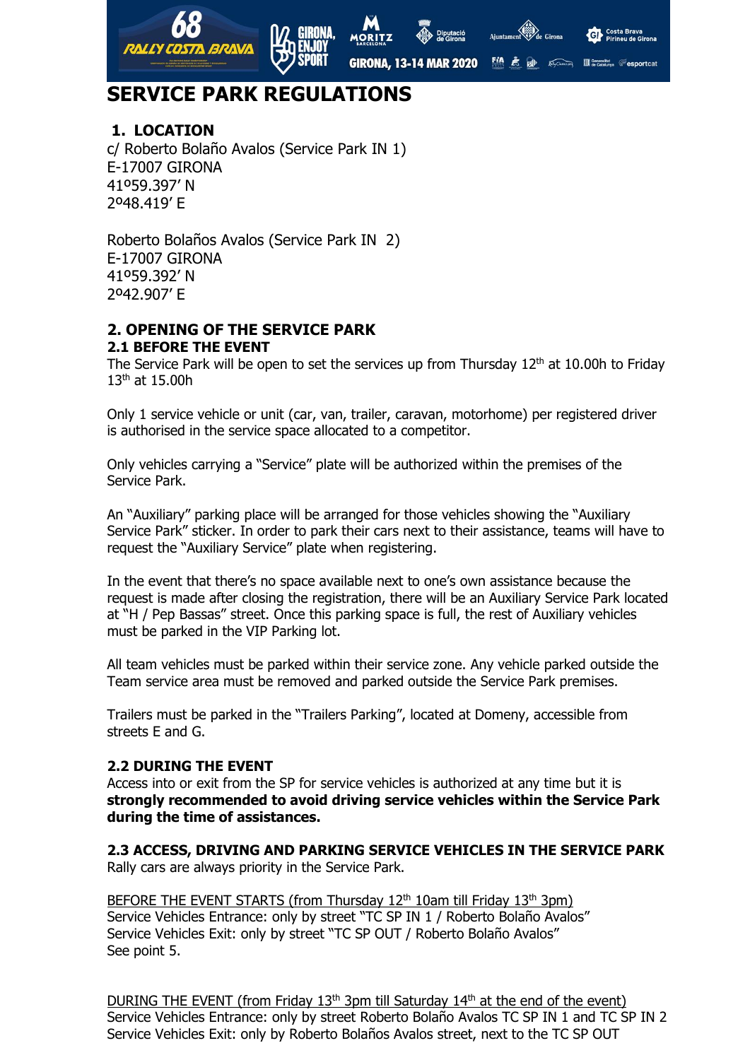# SERVICE PARK REGULATIONS

## 1. LOCATION

c/ Roberto Bolaño Avalos (Service Park IN 1)
E-17007 GIRONA
41º59.397' N
2º48.419' E

Roberto Bolaños Avalos (Service Park IN 2)
E-17007 GIRONA
41º59.392' N
2º42.907' E

## 2. OPENING OF THE SERVICE PARK

### 2.1 BEFORE THE EVENT

The Service Park will be open to set the services up from Thursday 12th at 10.00h to Friday 13th at 15.00h

Only 1 service vehicle or unit (car, van, trailer, caravan, motorhome) per registered driver is authorised in the service space allocated to a competitor.

Only vehicles carrying a "Service" plate will be authorized within the premises of the Service Park.

An "Auxiliary" parking place will be arranged for those vehicles showing the "Auxiliary Service Park" sticker. In order to park their cars next to their assistance, teams will have to request the "Auxiliary Service" plate when registering.

In the event that there's no space available next to one's own assistance because the request is made after closing the registration, there will be an Auxiliary Service Park located at "H / Pep Bassas" street. Once this parking space is full, the rest of Auxiliary vehicles must be parked in the VIP Parking lot.

All team vehicles must be parked within their service zone. Any vehicle parked outside the Team service area must be removed and parked outside the Service Park premises.

Trailers must be parked in the "Trailers Parking", located at Domeny, accessible from streets E and G.

### 2.2 DURING THE EVENT

Access into or exit from the SP for service vehicles is authorized at any time but it is **strongly recommended to avoid driving service vehicles within the Service Park during the time of assistances.**

### 2.3 ACCESS, DRIVING AND PARKING SERVICE VEHICLES IN THE SERVICE PARK

Rally cars are always priority in the Service Park.

BEFORE THE EVENT STARTS (from Thursday 12th 10am till Friday 13th 3pm)
Service Vehicles Entrance: only by street "TC SP IN 1 / Roberto Bolaño Avalos"
Service Vehicles Exit: only by street "TC SP OUT / Roberto Bolaño Avalos"
See point 5.

DURING THE EVENT (from Friday 13th 3pm till Saturday 14th at the end of the event)
Service Vehicles Entrance: only by street Roberto Bolaño Avalos TC SP IN 1 and TC SP IN 2
Service Vehicles Exit: only by Roberto Bolaños Avalos street, next to the TC SP OUT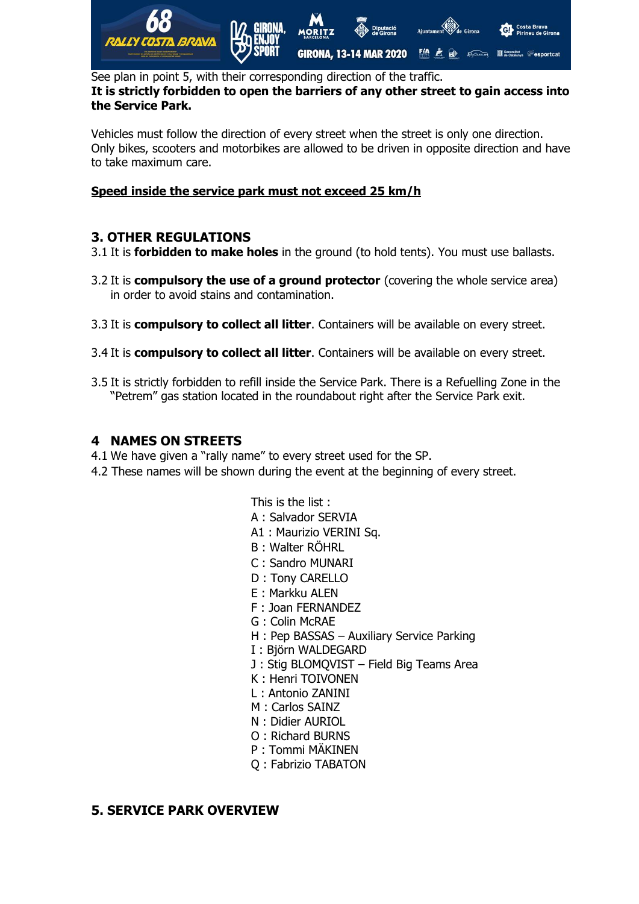See plan in point 5, with their corresponding direction of the traffic.
**It is strictly forbidden to open the barriers of any other street to gain access into the Service Park.**

Vehicles must follow the direction of every street when the street is only one direction. Only bikes, scooters and motorbikes are allowed to be driven in opposite direction and have to take maximum care.

**Speed inside the service park must not exceed 25 km/h**

## 3. OTHER REGULATIONS

3.1 It is **forbidden to make holes** in the ground (to hold tents). You must use ballasts.

3.2 It is **compulsory the use of a ground protector** (covering the whole service area) in order to avoid stains and contamination.

3.3 It is **compulsory to collect all litter**. Containers will be available on every street.

3.4 It is **compulsory to collect all litter**. Containers will be available on every street.

3.5 It is strictly forbidden to refill inside the Service Park. There is a Refuelling Zone in the "Petrem" gas station located in the roundabout right after the Service Park exit.

## 4 NAMES ON STREETS

4.1 We have given a "rally name" to every street used for the SP.
4.2 These names will be shown during the event at the beginning of every street.

This is the list :
A : Salvador SERVIA
A1 : Maurizio VERINI Sq.
B : Walter RÖHRL
C : Sandro MUNARI
D : Tony CARELLO
E : Markku ALEN
F : Joan FERNANDEZ
G : Colin McRAE
H : Pep BASSAS – Auxiliary Service Parking
I : Björn WALDEGARD
J : Stig BLOMQVIST – Field Big Teams Area
K : Henri TOIVONEN
L : Antonio ZANINI
M : Carlos SAINZ
N : Didier AURIOL
O : Richard BURNS
P : Tommi MÄKINEN
Q : Fabrizio TABATON

## 5. SERVICE PARK OVERVIEW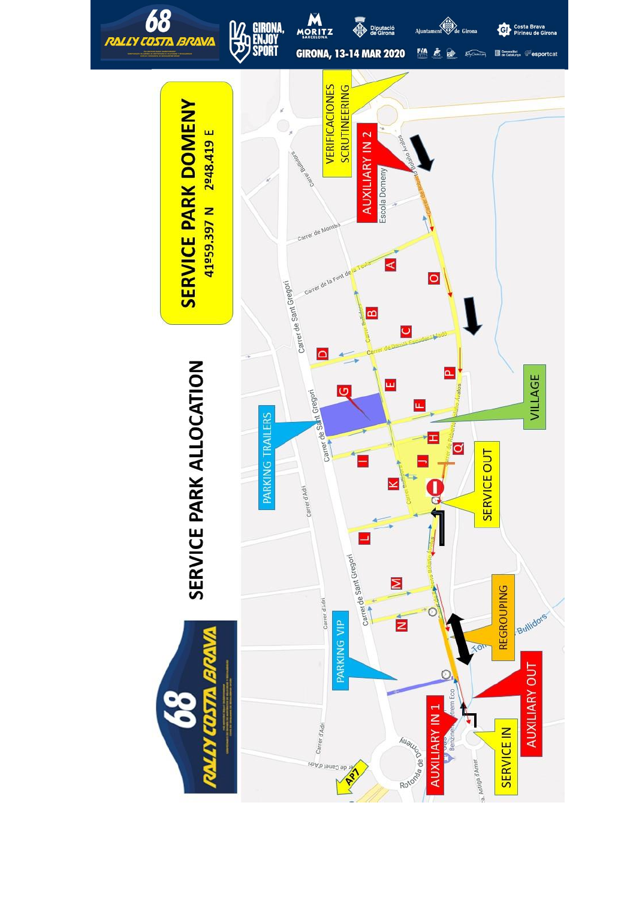# SERVICE PARK ALLOCATION

## SERVICE PARK DOMENY

41º59.397 N 2º48.419 E

VERIFICACIONES SCRUTINEERING

AUXILIARY IN 2

A
B
C
D
E
F
G
H
I
J
K
L
M
N
O
P
Q

PARKING TRAILERS

VILLAGE

SERVICE OUT

REGROUPING

PARKING VIP

AUXILIARY IN 1

SERVICE IN

AUXILIARY OUT

AP7